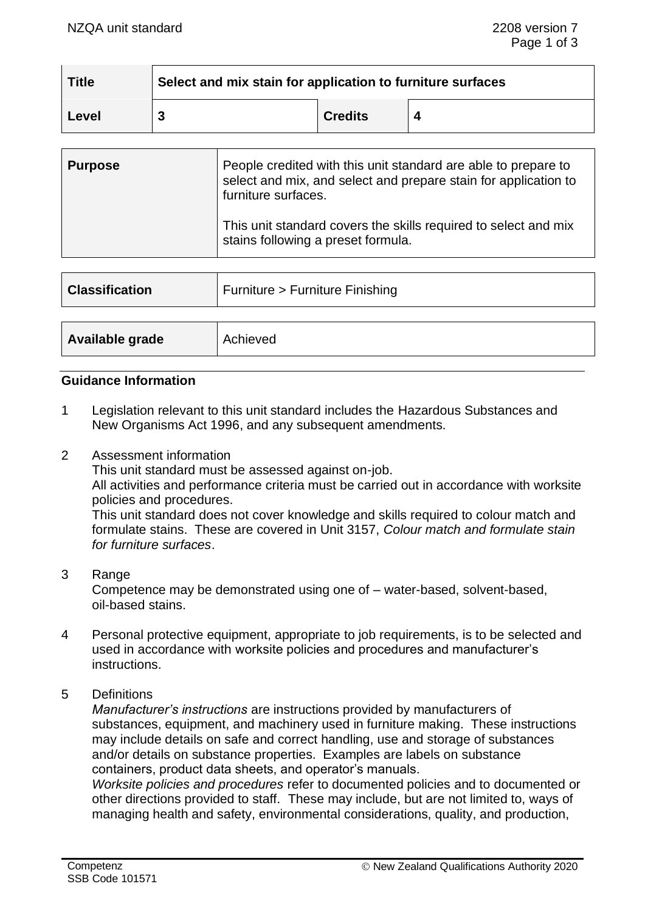| Title | Select and mix stain for application to furniture surfaces | | |
| --- | --- | --- | --- |
| Level | 3 | Credits | 4 |

| Purpose | People credited with this unit standard are able to prepare to select and mix, and select and prepare stain for application to furniture surfaces.<br><br>This unit standard covers the skills required to select and mix stains following a preset formula. |
| --- | --- |

| Classification | Furniture > Furniture Finishing |
| --- | --- |

| Available grade | Achieved |
| --- | --- |

## Guidance Information

1 Legislation relevant to this unit standard includes the Hazardous Substances and New Organisms Act 1996, and any subsequent amendments.

2 Assessment information
This unit standard must be assessed against on-job.
All activities and performance criteria must be carried out in accordance with worksite policies and procedures.
This unit standard does not cover knowledge and skills required to colour match and formulate stains. These are covered in Unit 3157, *Colour match and formulate stain for furniture surfaces*.

3 Range
Competence may be demonstrated using one of – water-based, solvent-based, oil-based stains.

4 Personal protective equipment, appropriate to job requirements, is to be selected and used in accordance with worksite policies and procedures and manufacturer's instructions.

5 Definitions
*Manufacturer's instructions* are instructions provided by manufacturers of substances, equipment, and machinery used in furniture making. These instructions may include details on safe and correct handling, use and storage of substances and/or details on substance properties. Examples are labels on substance containers, product data sheets, and operator's manuals.
*Worksite policies and procedures* refer to documented policies and to documented or other directions provided to staff. These may include, but are not limited to, ways of managing health and safety, environmental considerations, quality, and production,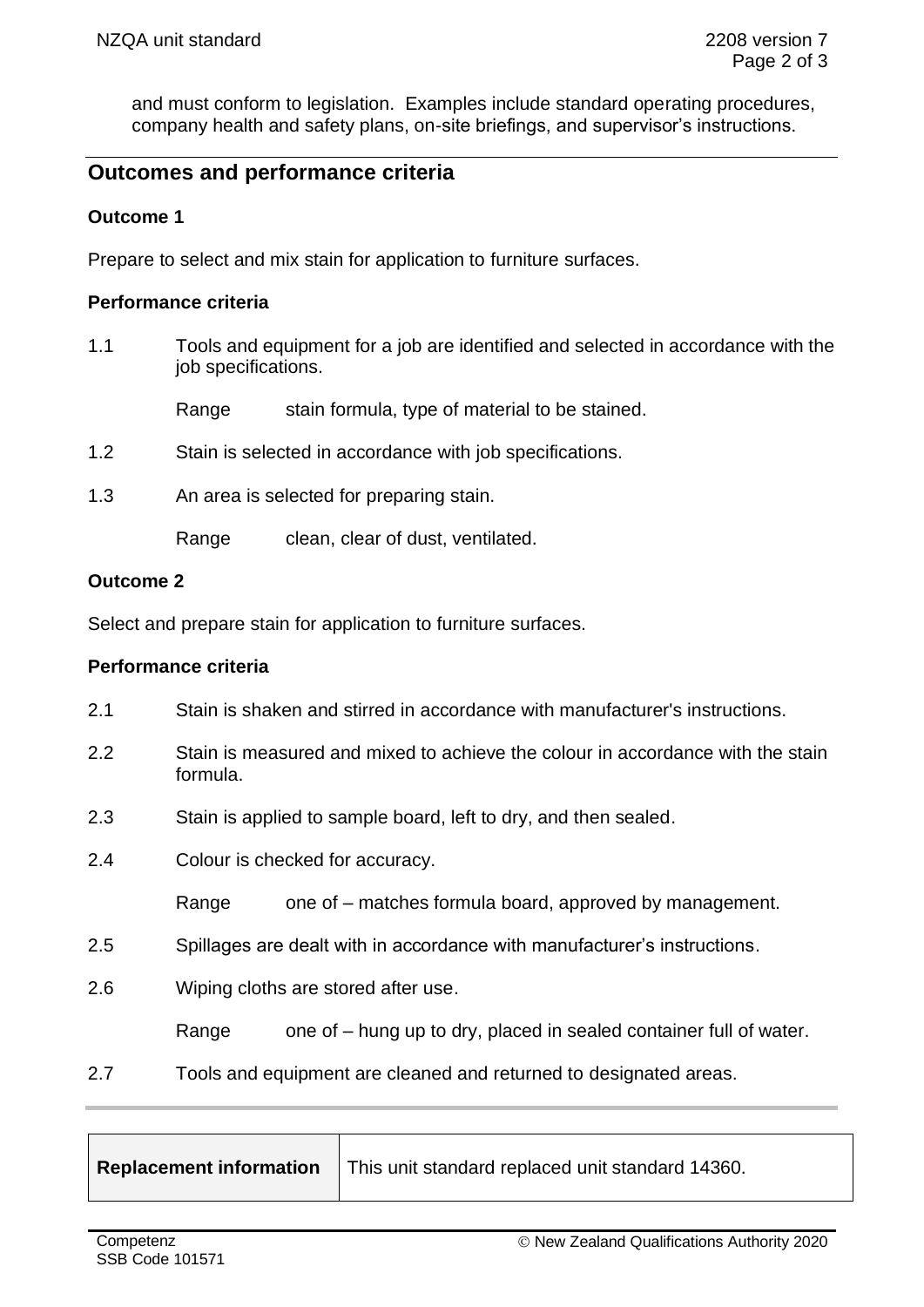and must conform to legislation. Examples include standard operating procedures, company health and safety plans, on-site briefings, and supervisor's instructions.

## Outcomes and performance criteria

### Outcome 1

Prepare to select and mix stain for application to furniture surfaces.

#### Performance criteria

1.1 Tools and equipment for a job are identified and selected in accordance with the job specifications.

Range stain formula, type of material to be stained.

1.2 Stain is selected in accordance with job specifications.

1.3 An area is selected for preparing stain.

Range clean, clear of dust, ventilated.

### Outcome 2

Select and prepare stain for application to furniture surfaces.

#### Performance criteria

2.1 Stain is shaken and stirred in accordance with manufacturer's instructions.

2.2 Stain is measured and mixed to achieve the colour in accordance with the stain formula.

2.3 Stain is applied to sample board, left to dry, and then sealed.

2.4 Colour is checked for accuracy.

Range one of – matches formula board, approved by management.

2.5 Spillages are dealt with in accordance with manufacturer's instructions.

2.6 Wiping cloths are stored after use.

Range one of – hung up to dry, placed in sealed container full of water.

2.7 Tools and equipment are cleaned and returned to designated areas.

| **Replacement information** | This unit standard replaced unit standard 14360. |
|---|---|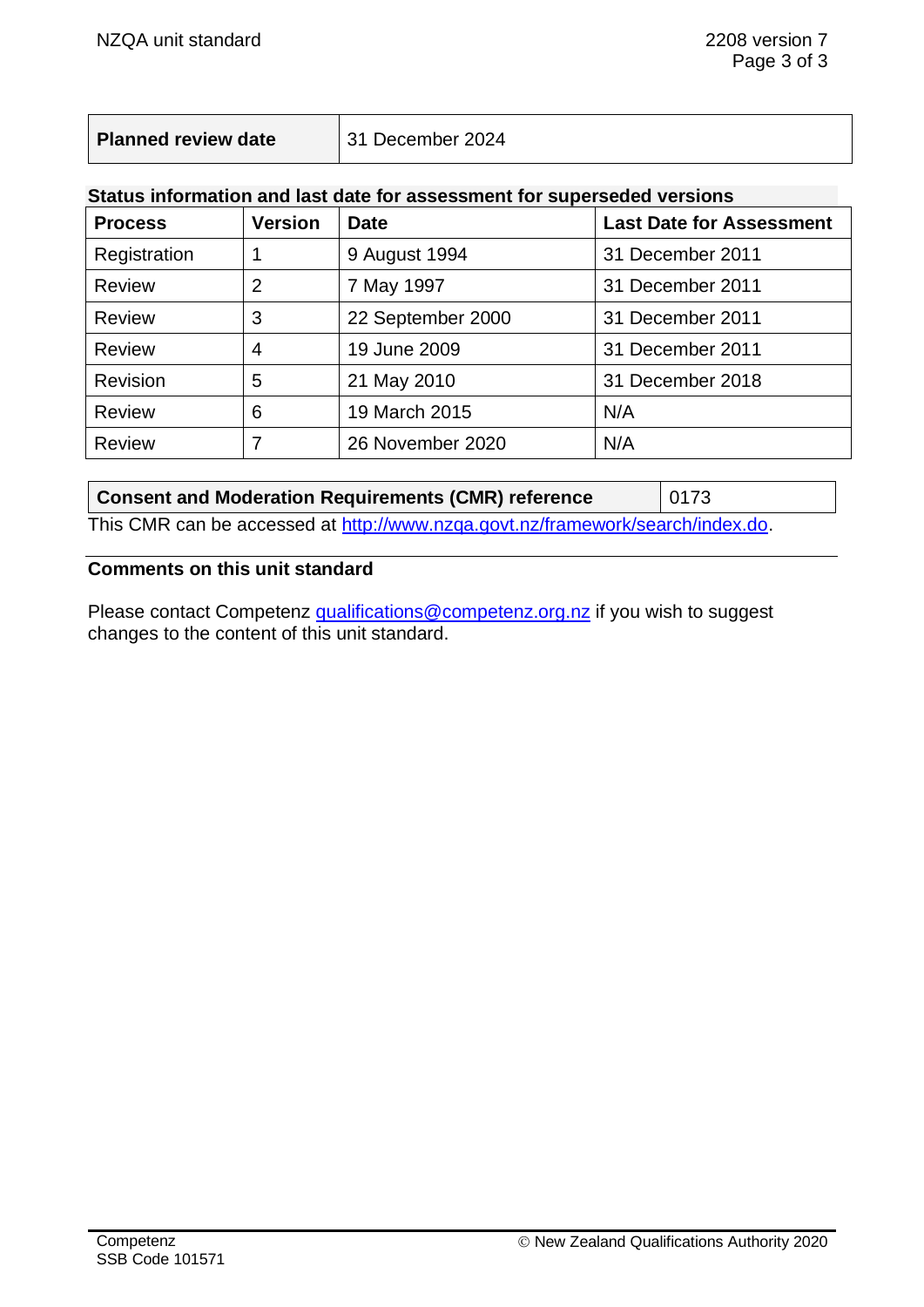| Planned review date | 31 December 2024 |
| --- | --- |

**Status information and last date for assessment for superseded versions**

| Process | Version | Date | Last Date for Assessment |
| --- | --- | --- | --- |
| Registration | 1 | 9 August 1994 | 31 December 2011 |
| Review | 2 | 7 May 1997 | 31 December 2011 |
| Review | 3 | 22 September 2000 | 31 December 2011 |
| Review | 4 | 19 June 2009 | 31 December 2011 |
| Revision | 5 | 21 May 2010 | 31 December 2018 |
| Review | 6 | 19 March 2015 | N/A |
| Review | 7 | 26 November 2020 | N/A |

| Consent and Moderation Requirements (CMR) reference | 0173 |
| --- | --- |

This CMR can be accessed at http://www.nzqa.govt.nz/framework/search/index.do.

**Comments on this unit standard**

Please contact Competenz qualifications@competenz.org.nz if you wish to suggest changes to the content of this unit standard.

Competenz
SSB Code 101571

© New Zealand Qualifications Authority 2020